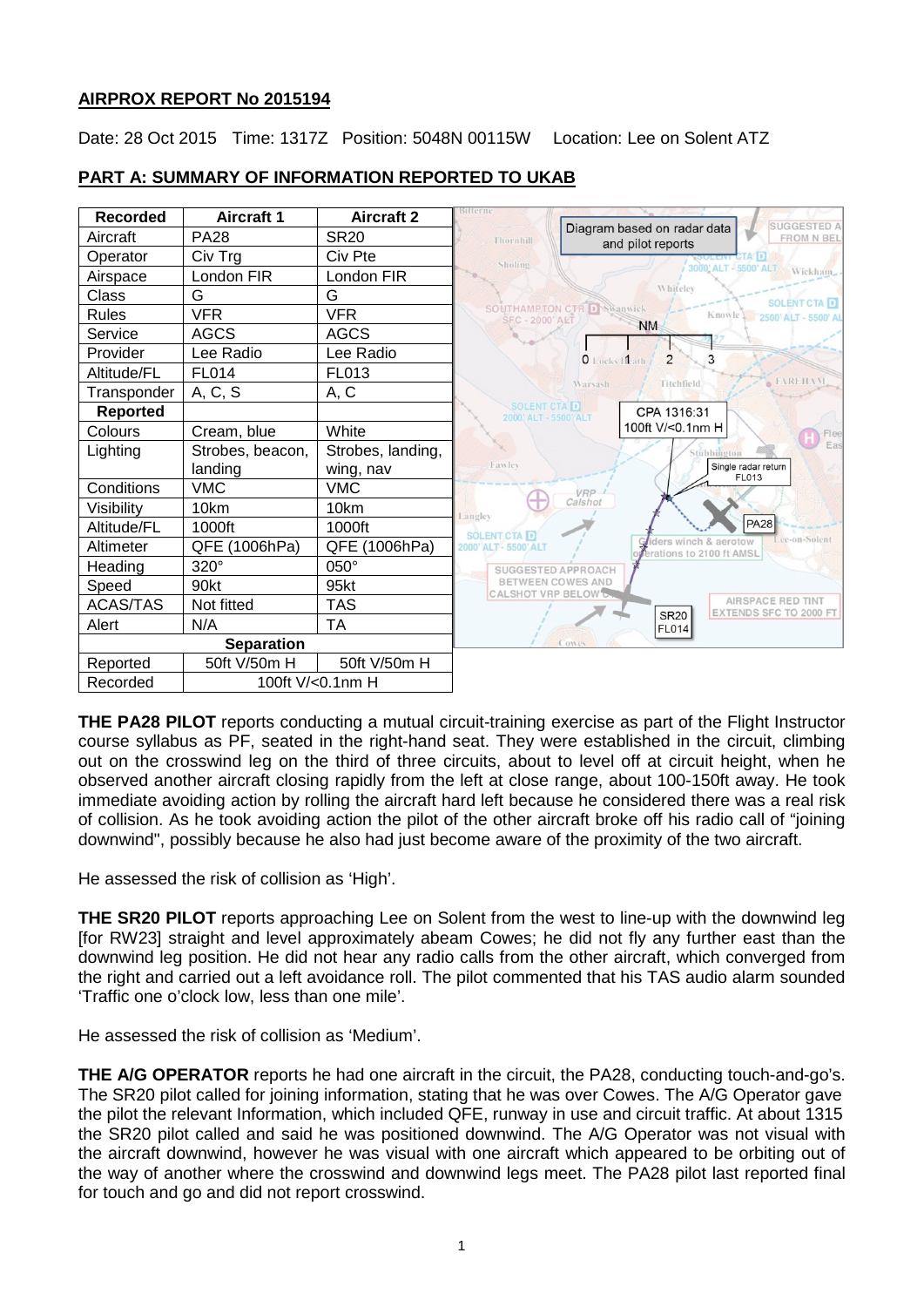**AIRPROX REPORT No 2015194**

Date: 28 Oct 2015 Time: 1317Z Position: 5048N 00115W Location: Lee on Solent ATZ

**PART A: SUMMARY OF INFORMATION REPORTED TO UKAB**

| Recorded | Aircraft 1 | Aircraft 2 |
|---|---|---|
| Aircraft | PA28 | SR20 |
| Operator | Civ Trg | Civ Pte |
| Airspace | London FIR | London FIR |
| Class | G | G |
| Rules | VFR | VFR |
| Service | AGCS | AGCS |
| Provider | Lee Radio | Lee Radio |
| Altitude/FL | FL014 | FL013 |
| Transponder | A, C, S | A, C |
| **Reported** | | |
| Colours | Cream, blue | White |
| Lighting | Strobes, beacon, landing | Strobes, landing, wing, nav |
| Conditions | VMC | VMC |
| Visibility | 10km | 10km |
| Altitude/FL | 1000ft | 1000ft |
| Altimeter | QFE (1006hPa) | QFE (1006hPa) |
| Heading | 320° | 050° |
| Speed | 90kt | 95kt |
| ACAS/TAS | Not fitted | TAS |
| Alert | N/A | TA |
| **Separation** | | |
| Reported | 50ft V/50m H | 50ft V/50m H |
| Recorded | 100ft V/<0.1nm H | |

Diagram based on radar data and pilot reports

CPA 1316:31 100ft V/<0.1nm H

**THE PA28 PILOT** reports conducting a mutual circuit-training exercise as part of the Flight Instructor course syllabus as PF, seated in the right-hand seat. They were established in the circuit, climbing out on the crosswind leg on the third of three circuits, about to level off at circuit height, when he observed another aircraft closing rapidly from the left at close range, about 100-150ft away. He took immediate avoiding action by rolling the aircraft hard left because he considered there was a real risk of collision. As he took avoiding action the pilot of the other aircraft broke off his radio call of "joining downwind", possibly because he also had just become aware of the proximity of the two aircraft.

He assessed the risk of collision as 'High'.

**THE SR20 PILOT** reports approaching Lee on Solent from the west to line-up with the downwind leg [for RW23] straight and level approximately abeam Cowes; he did not fly any further east than the downwind leg position. He did not hear any radio calls from the other aircraft, which converged from the right and carried out a left avoidance roll. The pilot commented that his TAS audio alarm sounded 'Traffic one o'clock low, less than one mile'.

He assessed the risk of collision as 'Medium'.

**THE A/G OPERATOR** reports he had one aircraft in the circuit, the PA28, conducting touch-and-go's. The SR20 pilot called for joining information, stating that he was over Cowes. The A/G Operator gave the pilot the relevant Information, which included QFE, runway in use and circuit traffic. At about 1315 the SR20 pilot called and said he was positioned downwind. The A/G Operator was not visual with the aircraft downwind, however he was visual with one aircraft which appeared to be orbiting out of the way of another where the crosswind and downwind legs meet. The PA28 pilot last reported final for touch and go and did not report crosswind.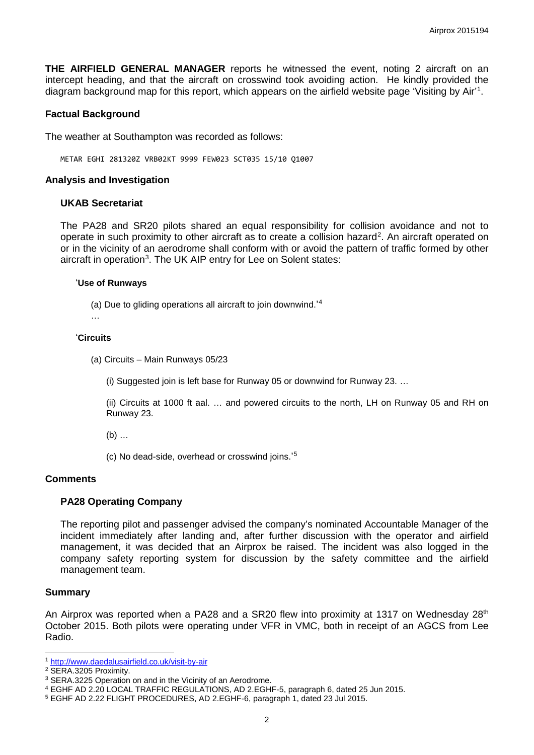**THE AIRFIELD GENERAL MANAGER** reports he witnessed the event, noting 2 aircraft on an intercept heading, and that the aircraft on crosswind took avoiding action. He kindly provided the diagram background map for this report, which appears on the airfield website page 'Visiting by Air'[1].

### Factual Background

The weather at Southampton was recorded as follows:

```
METAR EGHI 281320Z VRB02KT 9999 FEW023 SCT035 15/10 Q1007
```

### Analysis and Investigation

#### UKAB Secretariat

The PA28 and SR20 pilots shared an equal responsibility for collision avoidance and not to operate in such proximity to other aircraft as to create a collision hazard[2]. An aircraft operated on or in the vicinity of an aerodrome shall conform with or avoid the pattern of traffic formed by other aircraft in operation[3]. The UK AIP entry for Lee on Solent states:

> '**Use of Runways**
>
> (a) Due to gliding operations all aircraft to join downwind.'[4]
>
> …
>
> '**Circuits**
>
> (a) Circuits – Main Runways 05/23
>
> (i) Suggested join is left base for Runway 05 or downwind for Runway 23. …
>
> (ii) Circuits at 1000 ft aal. … and powered circuits to the north, LH on Runway 05 and RH on Runway 23.
>
> (b) …
>
> (c) No dead-side, overhead or crosswind joins.'[5]

### Comments

#### PA28 Operating Company

The reporting pilot and passenger advised the company's nominated Accountable Manager of the incident immediately after landing and, after further discussion with the operator and airfield management, it was decided that an Airprox be raised. The incident was also logged in the company safety reporting system for discussion by the safety committee and the airfield management team.

### Summary

An Airprox was reported when a PA28 and a SR20 flew into proximity at 1317 on Wednesday 28th October 2015. Both pilots were operating under VFR in VMC, both in receipt of an AGCS from Lee Radio.

---

[1] http://www.daedalusairfield.co.uk/visit-by-air

[2] SERA.3205 Proximity.

[3] SERA.3225 Operation on and in the Vicinity of an Aerodrome.

[4] EGHF AD 2.20 LOCAL TRAFFIC REGULATIONS, AD 2.EGHF-5, paragraph 6, dated 25 Jun 2015.

[5] EGHF AD 2.22 FLIGHT PROCEDURES, AD 2.EGHF-6, paragraph 1, dated 23 Jul 2015.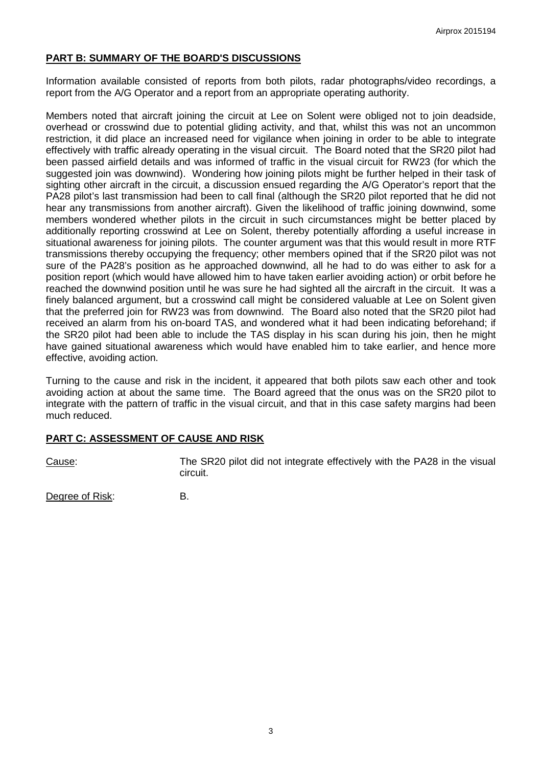## PART B: SUMMARY OF THE BOARD'S DISCUSSIONS

Information available consisted of reports from both pilots, radar photographs/video recordings, a report from the A/G Operator and a report from an appropriate operating authority.

Members noted that aircraft joining the circuit at Lee on Solent were obliged not to join deadside, overhead or crosswind due to potential gliding activity, and that, whilst this was not an uncommon restriction, it did place an increased need for vigilance when joining in order to be able to integrate effectively with traffic already operating in the visual circuit. The Board noted that the SR20 pilot had been passed airfield details and was informed of traffic in the visual circuit for RW23 (for which the suggested join was downwind). Wondering how joining pilots might be further helped in their task of sighting other aircraft in the circuit, a discussion ensued regarding the A/G Operator's report that the PA28 pilot's last transmission had been to call final (although the SR20 pilot reported that he did not hear any transmissions from another aircraft). Given the likelihood of traffic joining downwind, some members wondered whether pilots in the circuit in such circumstances might be better placed by additionally reporting crosswind at Lee on Solent, thereby potentially affording a useful increase in situational awareness for joining pilots. The counter argument was that this would result in more RTF transmissions thereby occupying the frequency; other members opined that if the SR20 pilot was not sure of the PA28's position as he approached downwind, all he had to do was either to ask for a position report (which would have allowed him to have taken earlier avoiding action) or orbit before he reached the downwind position until he was sure he had sighted all the aircraft in the circuit. It was a finely balanced argument, but a crosswind call might be considered valuable at Lee on Solent given that the preferred join for RW23 was from downwind. The Board also noted that the SR20 pilot had received an alarm from his on-board TAS, and wondered what it had been indicating beforehand; if the SR20 pilot had been able to include the TAS display in his scan during his join, then he might have gained situational awareness which would have enabled him to take earlier, and hence more effective, avoiding action.

Turning to the cause and risk in the incident, it appeared that both pilots saw each other and took avoiding action at about the same time. The Board agreed that the onus was on the SR20 pilot to integrate with the pattern of traffic in the visual circuit, and that in this case safety margins had been much reduced.

## PART C: ASSESSMENT OF CAUSE AND RISK

Cause: The SR20 pilot did not integrate effectively with the PA28 in the visual circuit.

Degree of Risk: B.